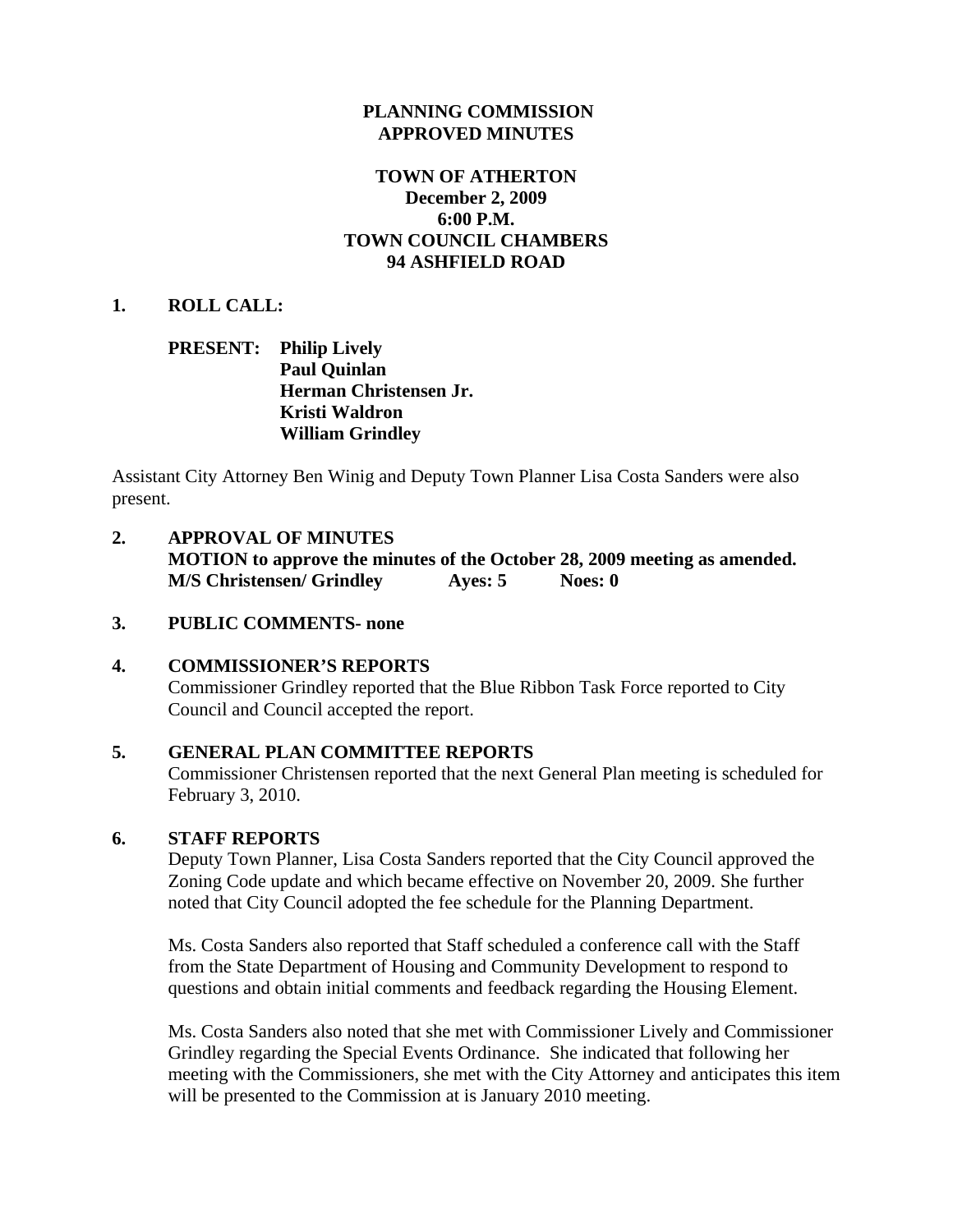**PLANNING COMMISSION**
**APPROVED MINUTES**

**TOWN OF ATHERTON**
**December 2, 2009**
**6:00 P.M.**
**TOWN COUNCIL CHAMBERS**
**94 ASHFIELD ROAD**

**1. ROLL CALL:**

**PRESENT: Philip Lively**
**Paul Quinlan**
**Herman Christensen Jr.**
**Kristi Waldron**
**William Grindley**

Assistant City Attorney Ben Winig and Deputy Town Planner Lisa Costa Sanders were also present.

**2. APPROVAL OF MINUTES**
**MOTION to approve the minutes of the October 28, 2009 meeting as amended.**
**M/S Christensen/ Grindley Ayes: 5 Noes: 0**

**3. PUBLIC COMMENTS- none**

**4. COMMISSIONER'S REPORTS**

Commissioner Grindley reported that the Blue Ribbon Task Force reported to City Council and Council accepted the report.

**5. GENERAL PLAN COMMITTEE REPORTS**

Commissioner Christensen reported that the next General Plan meeting is scheduled for February 3, 2010.

**6. STAFF REPORTS**

Deputy Town Planner, Lisa Costa Sanders reported that the City Council approved the Zoning Code update and which became effective on November 20, 2009. She further noted that City Council adopted the fee schedule for the Planning Department.

Ms. Costa Sanders also reported that Staff scheduled a conference call with the Staff from the State Department of Housing and Community Development to respond to questions and obtain initial comments and feedback regarding the Housing Element.

Ms. Costa Sanders also noted that she met with Commissioner Lively and Commissioner Grindley regarding the Special Events Ordinance. She indicated that following her meeting with the Commissioners, she met with the City Attorney and anticipates this item will be presented to the Commission at is January 2010 meeting.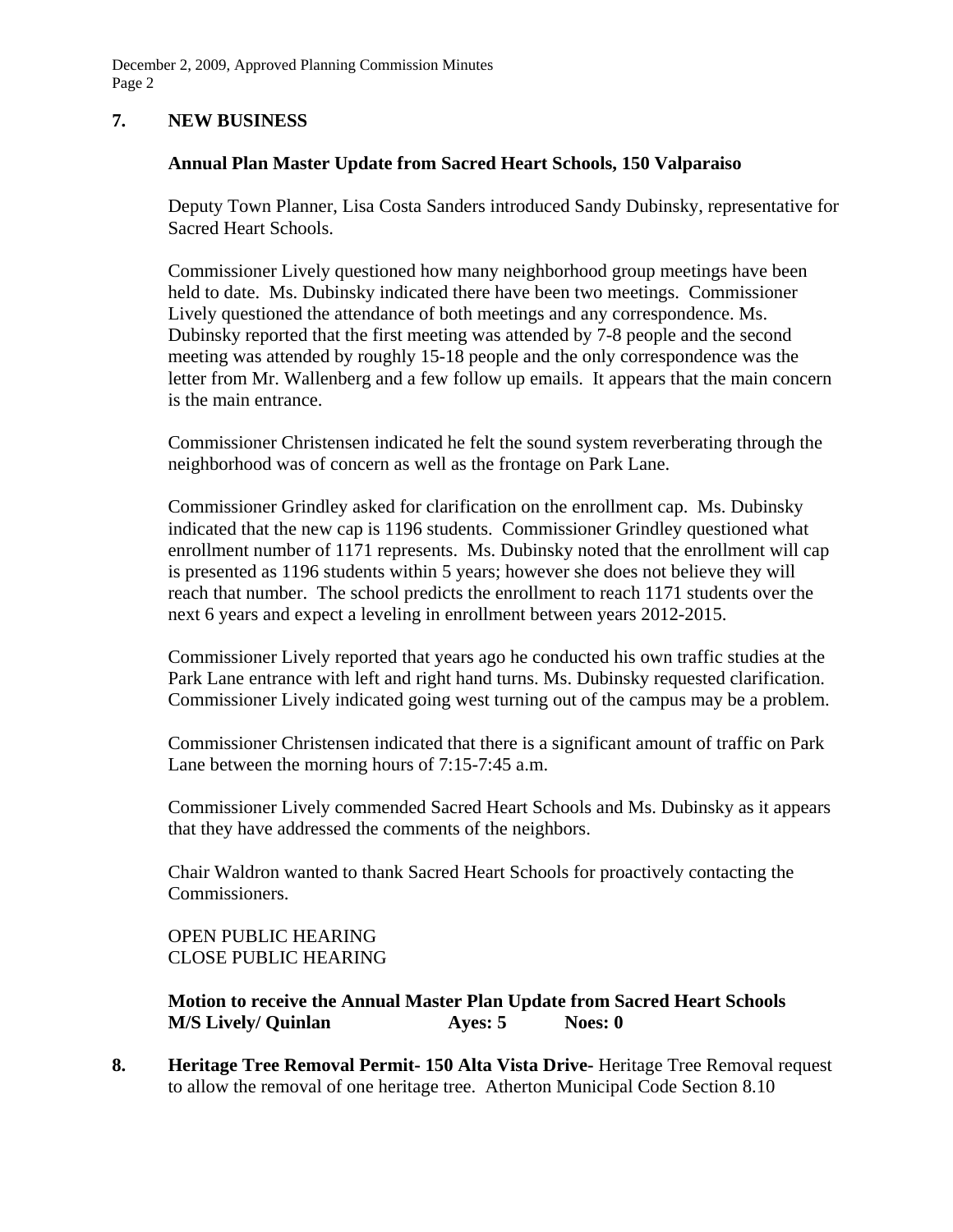**7. NEW BUSINESS**

**Annual Plan Master Update from Sacred Heart Schools, 150 Valparaiso**

Deputy Town Planner, Lisa Costa Sanders introduced Sandy Dubinsky, representative for Sacred Heart Schools.

Commissioner Lively questioned how many neighborhood group meetings have been held to date. Ms. Dubinsky indicated there have been two meetings. Commissioner Lively questioned the attendance of both meetings and any correspondence. Ms. Dubinsky reported that the first meeting was attended by 7-8 people and the second meeting was attended by roughly 15-18 people and the only correspondence was the letter from Mr. Wallenberg and a few follow up emails. It appears that the main concern is the main entrance.

Commissioner Christensen indicated he felt the sound system reverberating through the neighborhood was of concern as well as the frontage on Park Lane.

Commissioner Grindley asked for clarification on the enrollment cap. Ms. Dubinsky indicated that the new cap is 1196 students. Commissioner Grindley questioned what enrollment number of 1171 represents. Ms. Dubinsky noted that the enrollment will cap is presented as 1196 students within 5 years; however she does not believe they will reach that number. The school predicts the enrollment to reach 1171 students over the next 6 years and expect a leveling in enrollment between years 2012-2015.

Commissioner Lively reported that years ago he conducted his own traffic studies at the Park Lane entrance with left and right hand turns. Ms. Dubinsky requested clarification. Commissioner Lively indicated going west turning out of the campus may be a problem.

Commissioner Christensen indicated that there is a significant amount of traffic on Park Lane between the morning hours of 7:15-7:45 a.m.

Commissioner Lively commended Sacred Heart Schools and Ms. Dubinsky as it appears that they have addressed the comments of the neighbors.

Chair Waldron wanted to thank Sacred Heart Schools for proactively contacting the Commissioners.

OPEN PUBLIC HEARING
CLOSE PUBLIC HEARING

**Motion to receive the Annual Master Plan Update from Sacred Heart Schools**
**M/S Lively/ Quinlan Ayes: 5 Noes: 0**

**8. Heritage Tree Removal Permit- 150 Alta Vista Drive-** Heritage Tree Removal request to allow the removal of one heritage tree. Atherton Municipal Code Section 8.10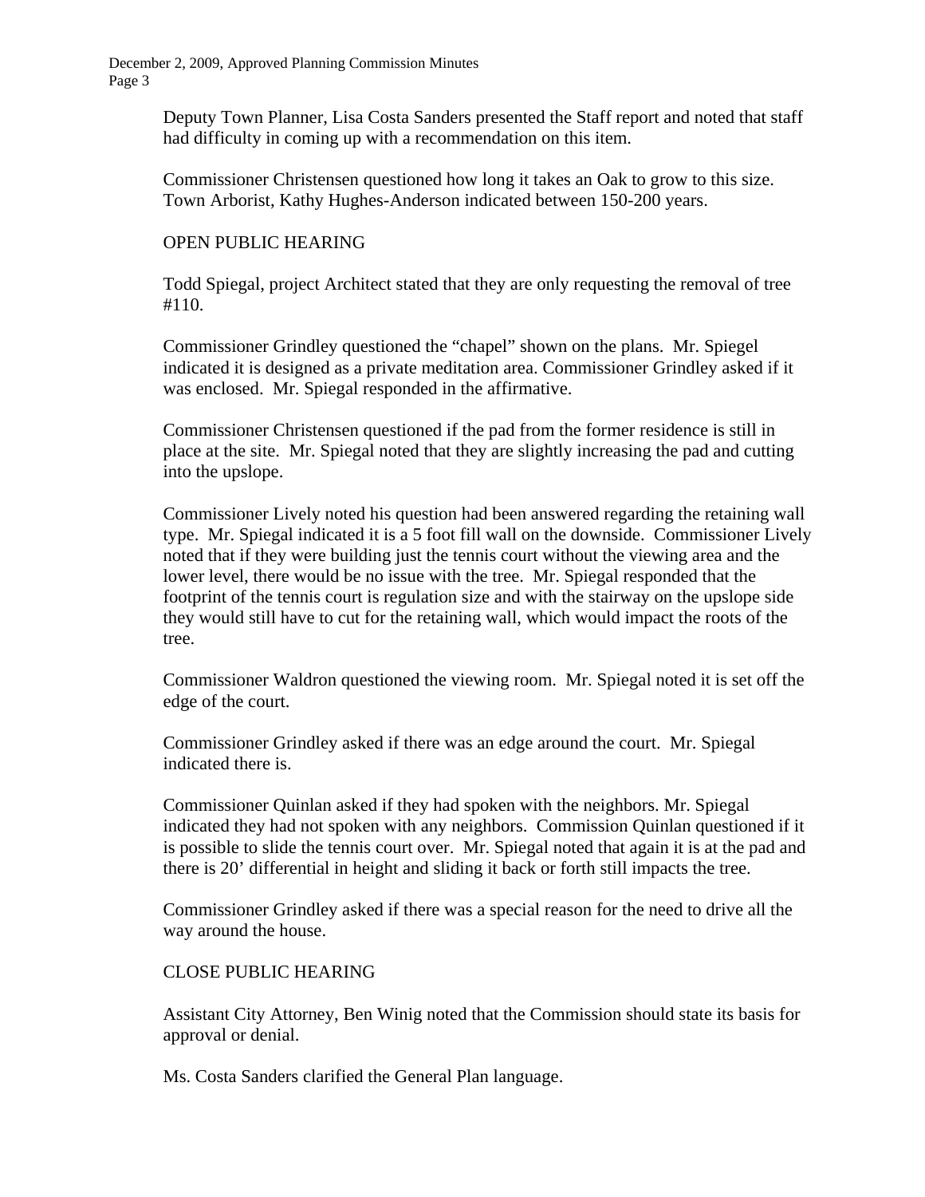Deputy Town Planner, Lisa Costa Sanders presented the Staff report and noted that staff had difficulty in coming up with a recommendation on this item.

Commissioner Christensen questioned how long it takes an Oak to grow to this size. Town Arborist, Kathy Hughes-Anderson indicated between 150-200 years.

OPEN PUBLIC HEARING

Todd Spiegal, project Architect stated that they are only requesting the removal of tree #110.

Commissioner Grindley questioned the "chapel" shown on the plans. Mr. Spiegel indicated it is designed as a private meditation area. Commissioner Grindley asked if it was enclosed. Mr. Spiegal responded in the affirmative.

Commissioner Christensen questioned if the pad from the former residence is still in place at the site. Mr. Spiegal noted that they are slightly increasing the pad and cutting into the upslope.

Commissioner Lively noted his question had been answered regarding the retaining wall type. Mr. Spiegal indicated it is a 5 foot fill wall on the downside. Commissioner Lively noted that if they were building just the tennis court without the viewing area and the lower level, there would be no issue with the tree. Mr. Spiegal responded that the footprint of the tennis court is regulation size and with the stairway on the upslope side they would still have to cut for the retaining wall, which would impact the roots of the tree.

Commissioner Waldron questioned the viewing room. Mr. Spiegal noted it is set off the edge of the court.

Commissioner Grindley asked if there was an edge around the court. Mr. Spiegal indicated there is.

Commissioner Quinlan asked if they had spoken with the neighbors. Mr. Spiegal indicated they had not spoken with any neighbors. Commission Quinlan questioned if it is possible to slide the tennis court over. Mr. Spiegal noted that again it is at the pad and there is 20' differential in height and sliding it back or forth still impacts the tree.

Commissioner Grindley asked if there was a special reason for the need to drive all the way around the house.

CLOSE PUBLIC HEARING

Assistant City Attorney, Ben Winig noted that the Commission should state its basis for approval or denial.

Ms. Costa Sanders clarified the General Plan language.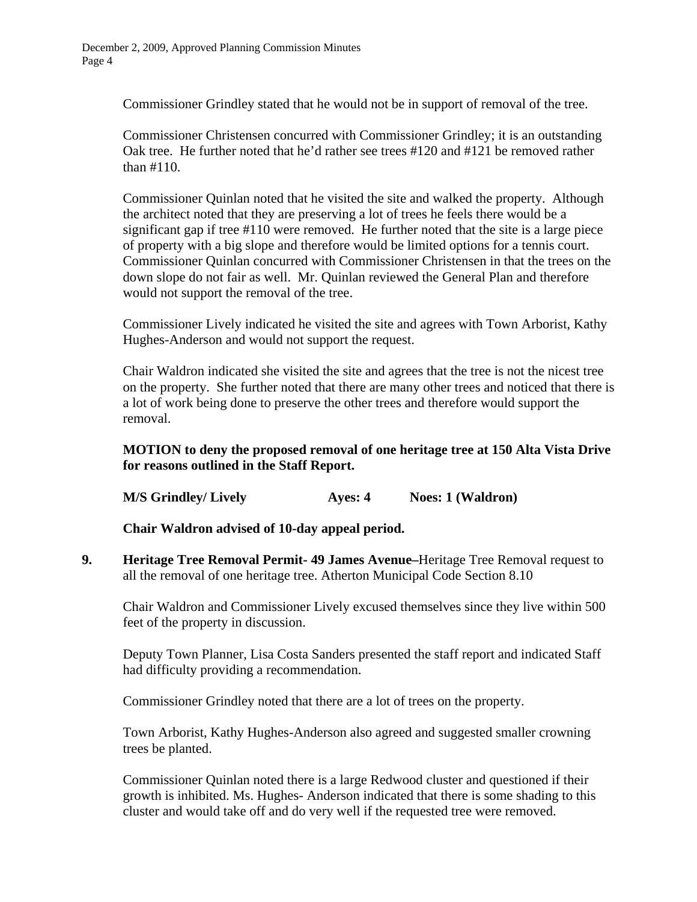Commissioner Grindley stated that he would not be in support of removal of the tree.

Commissioner Christensen concurred with Commissioner Grindley; it is an outstanding Oak tree. He further noted that he'd rather see trees #120 and #121 be removed rather than #110.

Commissioner Quinlan noted that he visited the site and walked the property. Although the architect noted that they are preserving a lot of trees he feels there would be a significant gap if tree #110 were removed. He further noted that the site is a large piece of property with a big slope and therefore would be limited options for a tennis court. Commissioner Quinlan concurred with Commissioner Christensen in that the trees on the down slope do not fair as well. Mr. Quinlan reviewed the General Plan and therefore would not support the removal of the tree.

Commissioner Lively indicated he visited the site and agrees with Town Arborist, Kathy Hughes-Anderson and would not support the request.

Chair Waldron indicated she visited the site and agrees that the tree is not the nicest tree on the property. She further noted that there are many other trees and noticed that there is a lot of work being done to preserve the other trees and therefore would support the removal.

**MOTION to deny the proposed removal of one heritage tree at 150 Alta Vista Drive for reasons outlined in the Staff Report.**

**M/S Grindley/ Lively Ayes: 4 Noes: 1 (Waldron)**

**Chair Waldron advised of 10-day appeal period.**

**9. Heritage Tree Removal Permit- 49 James Avenue–**Heritage Tree Removal request to all the removal of one heritage tree. Atherton Municipal Code Section 8.10

Chair Waldron and Commissioner Lively excused themselves since they live within 500 feet of the property in discussion.

Deputy Town Planner, Lisa Costa Sanders presented the staff report and indicated Staff had difficulty providing a recommendation.

Commissioner Grindley noted that there are a lot of trees on the property.

Town Arborist, Kathy Hughes-Anderson also agreed and suggested smaller crowning trees be planted.

Commissioner Quinlan noted there is a large Redwood cluster and questioned if their growth is inhibited. Ms. Hughes- Anderson indicated that there is some shading to this cluster and would take off and do very well if the requested tree were removed.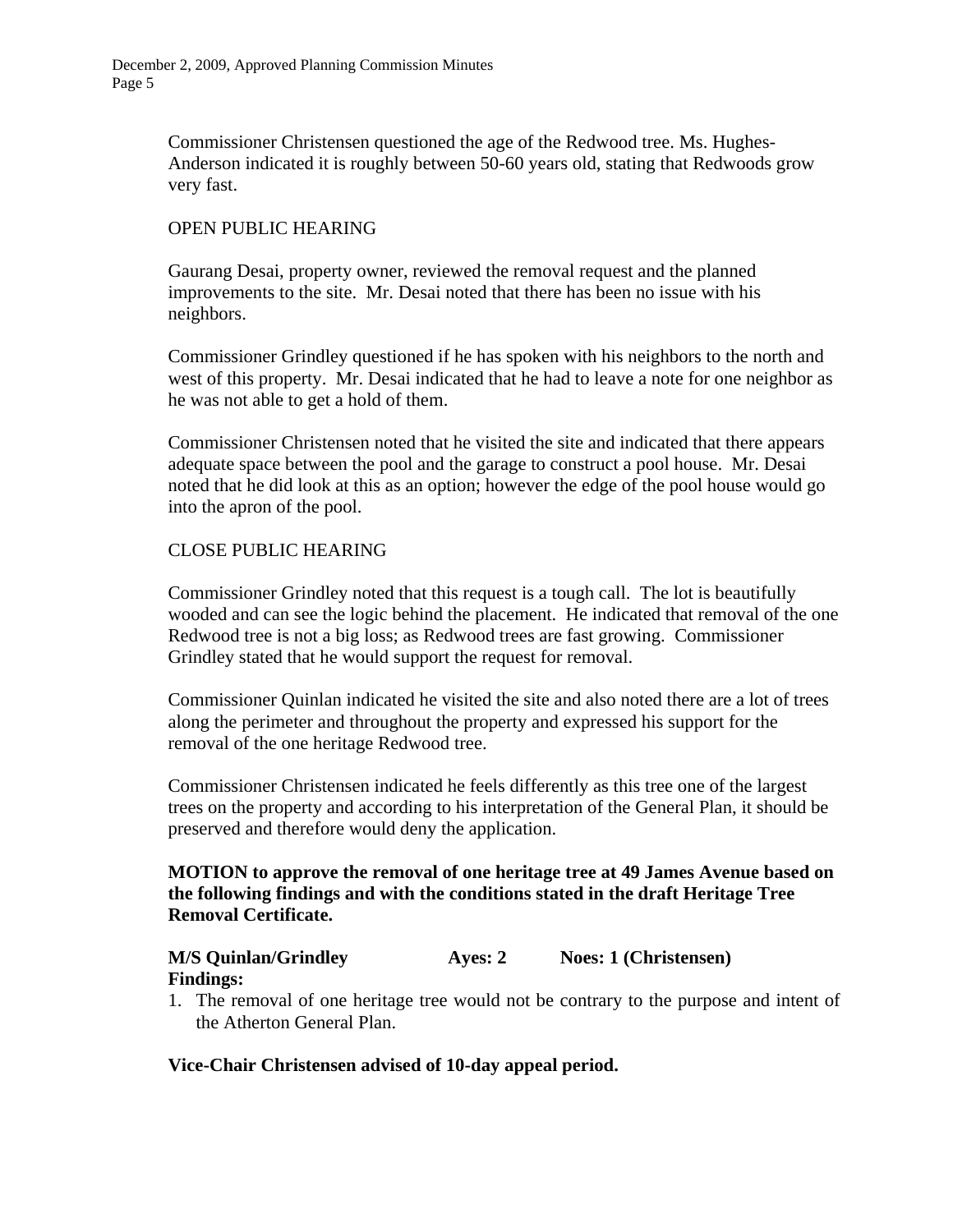Commissioner Christensen questioned the age of the Redwood tree. Ms. Hughes-Anderson indicated it is roughly between 50-60 years old, stating that Redwoods grow very fast.

OPEN PUBLIC HEARING

Gaurang Desai, property owner, reviewed the removal request and the planned improvements to the site. Mr. Desai noted that there has been no issue with his neighbors.

Commissioner Grindley questioned if he has spoken with his neighbors to the north and west of this property. Mr. Desai indicated that he had to leave a note for one neighbor as he was not able to get a hold of them.

Commissioner Christensen noted that he visited the site and indicated that there appears adequate space between the pool and the garage to construct a pool house. Mr. Desai noted that he did look at this as an option; however the edge of the pool house would go into the apron of the pool.

CLOSE PUBLIC HEARING

Commissioner Grindley noted that this request is a tough call. The lot is beautifully wooded and can see the logic behind the placement. He indicated that removal of the one Redwood tree is not a big loss; as Redwood trees are fast growing. Commissioner Grindley stated that he would support the request for removal.

Commissioner Quinlan indicated he visited the site and also noted there are a lot of trees along the perimeter and throughout the property and expressed his support for the removal of the one heritage Redwood tree.

Commissioner Christensen indicated he feels differently as this tree one of the largest trees on the property and according to his interpretation of the General Plan, it should be preserved and therefore would deny the application.

**MOTION to approve the removal of one heritage tree at 49 James Avenue based on the following findings and with the conditions stated in the draft Heritage Tree Removal Certificate.**

**M/S Quinlan/Grindley Ayes: 2 Noes: 1 (Christensen)**

**Findings:**

1. The removal of one heritage tree would not be contrary to the purpose and intent of the Atherton General Plan.

**Vice-Chair Christensen advised of 10-day appeal period.**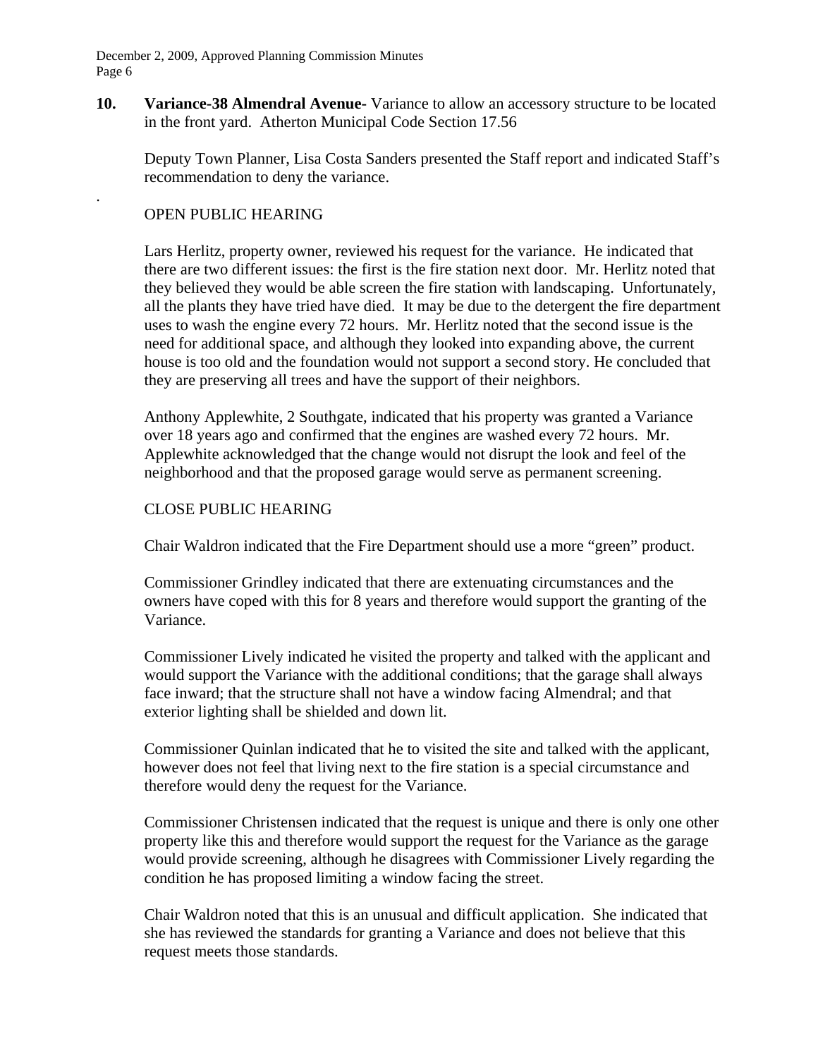**10. Variance-38 Almendral Avenue-** Variance to allow an accessory structure to be located in the front yard. Atherton Municipal Code Section 17.56

Deputy Town Planner, Lisa Costa Sanders presented the Staff report and indicated Staff's recommendation to deny the variance.

.

OPEN PUBLIC HEARING

Lars Herlitz, property owner, reviewed his request for the variance. He indicated that there are two different issues: the first is the fire station next door. Mr. Herlitz noted that they believed they would be able screen the fire station with landscaping. Unfortunately, all the plants they have tried have died. It may be due to the detergent the fire department uses to wash the engine every 72 hours. Mr. Herlitz noted that the second issue is the need for additional space, and although they looked into expanding above, the current house is too old and the foundation would not support a second story. He concluded that they are preserving all trees and have the support of their neighbors.

Anthony Applewhite, 2 Southgate, indicated that his property was granted a Variance over 18 years ago and confirmed that the engines are washed every 72 hours. Mr. Applewhite acknowledged that the change would not disrupt the look and feel of the neighborhood and that the proposed garage would serve as permanent screening.

CLOSE PUBLIC HEARING

Chair Waldron indicated that the Fire Department should use a more "green" product.

Commissioner Grindley indicated that there are extenuating circumstances and the owners have coped with this for 8 years and therefore would support the granting of the Variance.

Commissioner Lively indicated he visited the property and talked with the applicant and would support the Variance with the additional conditions; that the garage shall always face inward; that the structure shall not have a window facing Almendral; and that exterior lighting shall be shielded and down lit.

Commissioner Quinlan indicated that he to visited the site and talked with the applicant, however does not feel that living next to the fire station is a special circumstance and therefore would deny the request for the Variance.

Commissioner Christensen indicated that the request is unique and there is only one other property like this and therefore would support the request for the Variance as the garage would provide screening, although he disagrees with Commissioner Lively regarding the condition he has proposed limiting a window facing the street.

Chair Waldron noted that this is an unusual and difficult application. She indicated that she has reviewed the standards for granting a Variance and does not believe that this request meets those standards.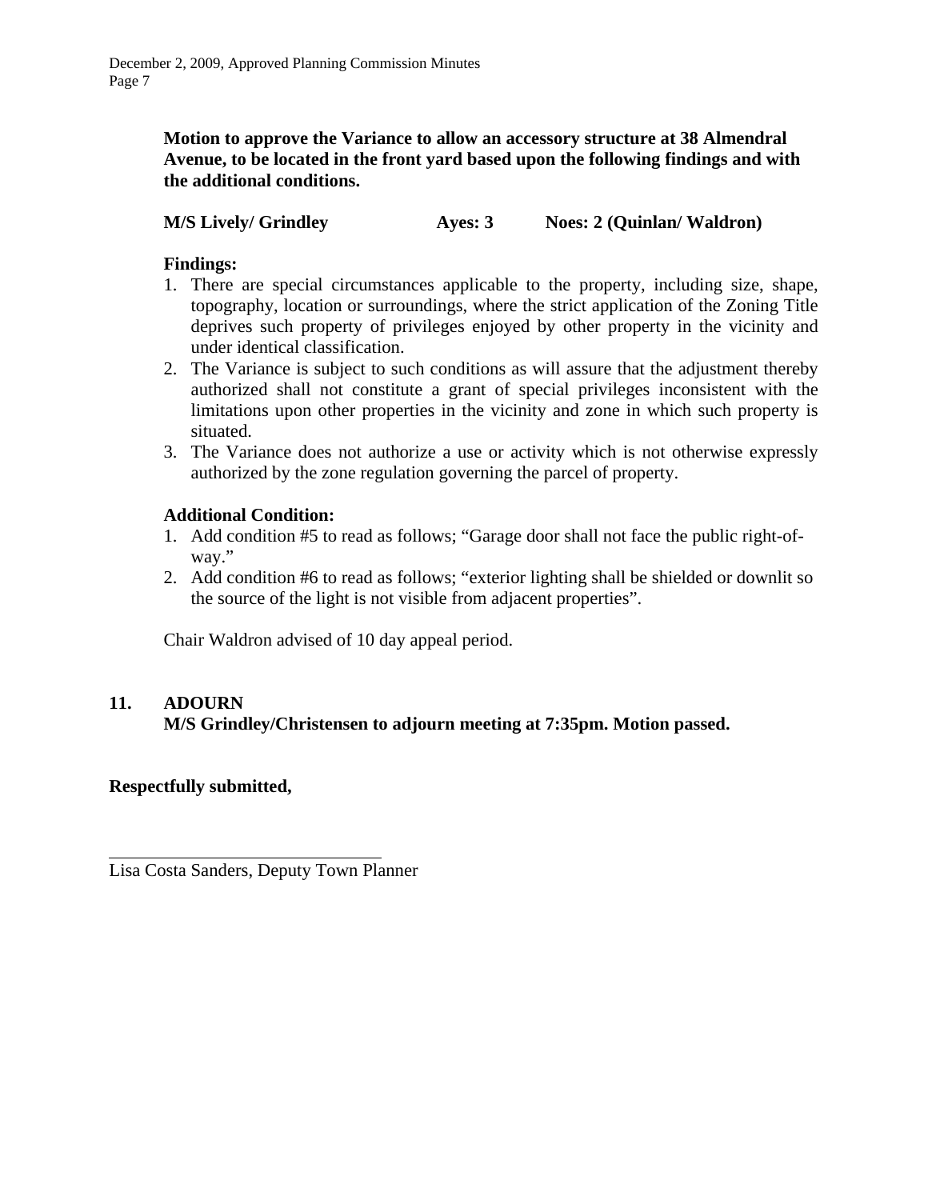**Motion to approve the Variance to allow an accessory structure at 38 Almendral Avenue, to be located in the front yard based upon the following findings and with the additional conditions.**

**M/S Lively/ Grindley  Ayes: 3  Noes: 2 (Quinlan/ Waldron)**

**Findings:**

1. There are special circumstances applicable to the property, including size, shape, topography, location or surroundings, where the strict application of the Zoning Title deprives such property of privileges enjoyed by other property in the vicinity and under identical classification.
2. The Variance is subject to such conditions as will assure that the adjustment thereby authorized shall not constitute a grant of special privileges inconsistent with the limitations upon other properties in the vicinity and zone in which such property is situated.
3. The Variance does not authorize a use or activity which is not otherwise expressly authorized by the zone regulation governing the parcel of property.

**Additional Condition:**

1. Add condition #5 to read as follows; "Garage door shall not face the public right-of-way."
2. Add condition #6 to read as follows; "exterior lighting shall be shielded or downlit so the source of the light is not visible from adjacent properties".

Chair Waldron advised of 10 day appeal period.

**11. ADOURN**

**M/S Grindley/Christensen to adjourn meeting at 7:35pm. Motion passed.**

**Respectfully submitted,**

\_\_\_\_\_\_\_\_\_\_\_\_\_\_\_\_\_\_\_\_\_\_\_\_\_\_\_\_\_\_\_\_

Lisa Costa Sanders, Deputy Town Planner